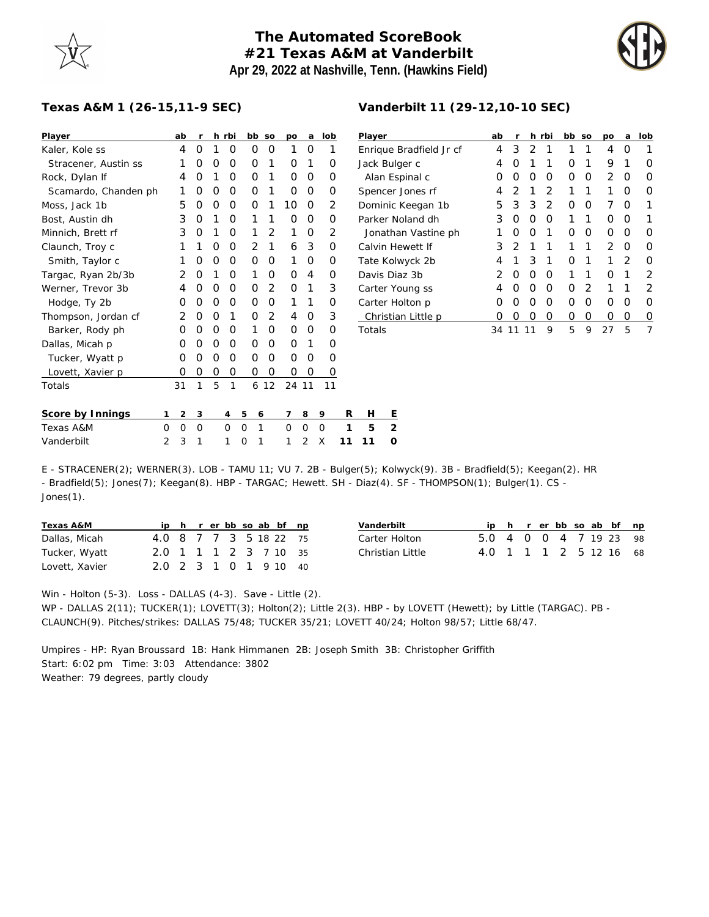# The Automated ScoreBook
## #21 Texas A&M at Vanderbilt
### Apr 29, 2022 at Nashville, Tenn. (Hawkins Field)

**Texas A&M 1 (26-15,11-9 SEC)**

| Player | ab | r | h | rbi | bb | so | po | a | lob |
|---|---|---|---|---|---|---|---|---|---|
| Kaler, Kole ss | 4 | 0 | 1 | 0 | 0 | 0 | 1 | 0 | 1 |
| Stracener, Austin ss | 1 | 0 | 0 | 0 | 0 | 1 | 0 | 1 | 0 |
| Rock, Dylan lf | 4 | 0 | 1 | 0 | 0 | 1 | 0 | 0 | 0 |
| Scamardo, Chanden ph | 1 | 0 | 0 | 0 | 0 | 1 | 0 | 0 | 0 |
| Moss, Jack 1b | 5 | 0 | 0 | 0 | 0 | 1 | 10 | 0 | 2 |
| Bost, Austin dh | 3 | 0 | 1 | 0 | 1 | 1 | 0 | 0 | 0 |
| Minnich, Brett rf | 3 | 0 | 1 | 0 | 1 | 2 | 1 | 0 | 2 |
| Claunch, Troy c | 1 | 1 | 0 | 0 | 2 | 1 | 6 | 3 | 0 |
| Smith, Taylor c | 1 | 0 | 0 | 0 | 0 | 0 | 1 | 0 | 0 |
| Targac, Ryan 2b/3b | 2 | 0 | 1 | 0 | 1 | 0 | 0 | 4 | 0 |
| Werner, Trevor 3b | 4 | 0 | 0 | 0 | 0 | 2 | 0 | 1 | 3 |
| Hodge, Ty 2b | 0 | 0 | 0 | 0 | 0 | 0 | 1 | 1 | 0 |
| Thompson, Jordan cf | 2 | 0 | 0 | 1 | 0 | 2 | 4 | 0 | 3 |
| Barker, Rody ph | 0 | 0 | 0 | 0 | 1 | 0 | 0 | 0 | 0 |
| Dallas, Micah p | 0 | 0 | 0 | 0 | 0 | 0 | 0 | 1 | 0 |
| Tucker, Wyatt p | 0 | 0 | 0 | 0 | 0 | 0 | 0 | 0 | 0 |
| Lovett, Xavier p | 0 | 0 | 0 | 0 | 0 | 0 | 0 | 0 | 0 |
| Totals | 31 | 1 | 5 | 1 | 6 | 12 | 24 | 11 | 11 |

**Vanderbilt 11 (29-12,10-10 SEC)**

| Player | ab | r | h | rbi | bb | so | po | a | lob |
|---|---|---|---|---|---|---|---|---|---|
| Enrique Bradfield Jr cf | 4 | 3 | 2 | 1 | 1 | 1 | 4 | 0 | 1 |
| Jack Bulger c | 4 | 0 | 1 | 1 | 0 | 1 | 9 | 1 | 0 |
| Alan Espinal c | 0 | 0 | 0 | 0 | 0 | 0 | 2 | 0 | 0 |
| Spencer Jones rf | 4 | 2 | 1 | 2 | 1 | 1 | 1 | 0 | 0 |
| Dominic Keegan 1b | 5 | 3 | 3 | 2 | 0 | 0 | 7 | 0 | 1 |
| Parker Noland dh | 3 | 0 | 0 | 0 | 1 | 1 | 0 | 0 | 1 |
| Jonathan Vastine ph | 1 | 0 | 0 | 1 | 0 | 0 | 0 | 0 | 0 |
| Calvin Hewett lf | 3 | 2 | 1 | 1 | 1 | 1 | 2 | 0 | 0 |
| Tate Kolwyck 2b | 4 | 1 | 3 | 1 | 0 | 1 | 1 | 2 | 0 |
| Davis Diaz 3b | 2 | 0 | 0 | 0 | 1 | 1 | 0 | 1 | 2 |
| Carter Young ss | 4 | 0 | 0 | 0 | 0 | 2 | 1 | 1 | 2 |
| Carter Holton p | 0 | 0 | 0 | 0 | 0 | 0 | 0 | 0 | 0 |
| Christian Little p | 0 | 0 | 0 | 0 | 0 | 0 | 0 | 0 | 0 |
| Totals | 34 | 11 | 11 | 9 | 5 | 9 | 27 | 5 | 7 |

| Score by Innings | 1 | 2 | 3 | 4 | 5 | 6 | 7 | 8 | 9 | R | H | E |
|---|---|---|---|---|---|---|---|---|---|---|---|---|
| Texas A&M | 0 | 0 | 0 | 0 | 0 | 1 | 0 | 0 | 0 | 1 | 5 | 2 |
| Vanderbilt | 2 | 3 | 1 | 1 | 0 | 1 | 1 | 2 | X | 11 | 11 | 0 |

E - STRACENER(2); WERNER(3). LOB - TAMU 11; VU 7. 2B - Bulger(5); Kolwyck(9). 3B - Bradfield(5); Keegan(2). HR - Bradfield(5); Jones(7); Keegan(8). HBP - TARGAC; Hewett. SH - Diaz(4). SF - THOMPSON(1); Bulger(1). CS - Jones(1).

| Texas A&M | ip | h | r | er | bb | so | ab | bf | np |
|---|---|---|---|---|---|---|---|---|---|
| Dallas, Micah | 4.0 | 8 | 7 | 7 | 3 | 5 | 18 | 22 | 75 |
| Tucker, Wyatt | 2.0 | 1 | 1 | 1 | 2 | 3 | 7 | 10 | 35 |
| Lovett, Xavier | 2.0 | 2 | 3 | 1 | 0 | 1 | 9 | 10 | 40 |

| Vanderbilt | ip | h | r | er | bb | so | ab | bf | np |
|---|---|---|---|---|---|---|---|---|---|
| Carter Holton | 5.0 | 4 | 0 | 0 | 4 | 7 | 19 | 23 | 98 |
| Christian Little | 4.0 | 1 | 1 | 1 | 2 | 5 | 12 | 16 | 68 |

Win - Holton (5-3). Loss - DALLAS (4-3). Save - Little (2).
WP - DALLAS 2(11); TUCKER(1); LOVETT(3); Holton(2); Little 2(3). HBP - by LOVETT (Hewett); by Little (TARGAC). PB - CLAUNCH(9). Pitches/strikes: DALLAS 75/48; TUCKER 35/21; LOVETT 40/24; Holton 98/57; Little 68/47.

Umpires - HP: Ryan Broussard 1B: Hank Himmanen 2B: Joseph Smith 3B: Christopher Griffith
Start: 6:02 pm Time: 3:03 Attendance: 3802
Weather: 79 degrees, partly cloudy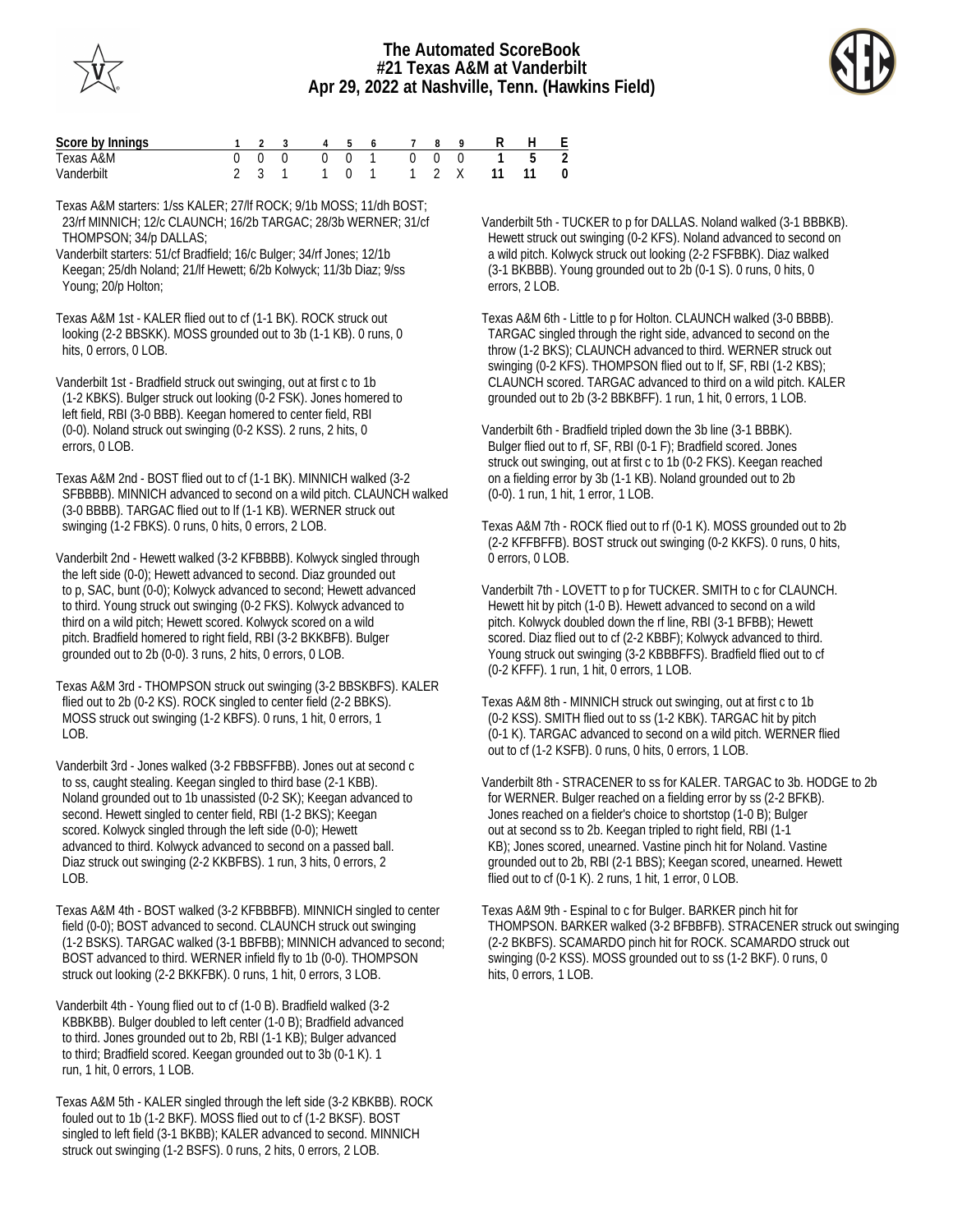# The Automated ScoreBook
## #21 Texas A&M at Vanderbilt
### Apr 29, 2022 at Nashville, Tenn. (Hawkins Field)

| Score by Innings | 1 | 2 | 3 | 4 | 5 | 6 | 7 | 8 | 9 | R | H | E |
|---|---|---|---|---|---|---|---|---|---|---|---|---|
| Texas A&M | 0 | 0 | 0 | 0 | 0 | 1 | 0 | 0 | 0 | 1 | 5 | 2 |
| Vanderbilt | 2 | 3 | 1 | 1 | 0 | 1 | 1 | 2 | X | 11 | 11 | 0 |

Texas A&M starters: 1/ss KALER; 27/lf ROCK; 9/1b MOSS; 11/dh BOST; 23/rf MINNICH; 12/c CLAUNCH; 16/2b TARGAC; 28/3b WERNER; 31/cf THOMPSON; 34/p DALLAS;

Vanderbilt starters: 51/cf Bradfield; 16/c Bulger; 34/rf Jones; 12/1b Keegan; 25/dh Noland; 21/lf Hewett; 6/2b Kolwyck; 11/3b Diaz; 9/ss Young; 20/p Holton;

Texas A&M 1st - KALER flied out to cf (1-1 BK). ROCK struck out looking (2-2 BBSKK). MOSS grounded out to 3b (1-1 KB). 0 runs, 0 hits, 0 errors, 0 LOB.

Vanderbilt 1st - Bradfield struck out swinging, out at first c to 1b (1-2 KBKS). Bulger struck out looking (0-2 FSK). Jones homered to left field, RBI (3-0 BBB). Keegan homered to center field, RBI (0-0). Noland struck out swinging (0-2 KSS). 2 runs, 2 hits, 0 errors, 0 LOB.

Texas A&M 2nd - BOST flied out to cf (1-1 BK). MINNICH walked (3-2 SFBBBB). MINNICH advanced to second on a wild pitch. CLAUNCH walked (3-0 BBBB). TARGAC flied out to lf (1-1 KB). WERNER struck out swinging (1-2 FBKS). 0 runs, 0 hits, 0 errors, 2 LOB.

Vanderbilt 2nd - Hewett walked (3-2 KFBBBB). Kolwyck singled through the left side (0-0); Hewett advanced to second. Diaz grounded out to p, SAC, bunt (0-0); Kolwyck advanced to second; Hewett advanced to third. Young struck out swinging (0-2 FKS). Kolwyck advanced to third on a wild pitch; Hewett scored. Kolwyck scored on a wild pitch. Bradfield homered to right field, RBI (3-2 BKKBFB). Bulger grounded out to 2b (0-0). 3 runs, 2 hits, 0 errors, 0 LOB.

Texas A&M 3rd - THOMPSON struck out swinging (3-2 BBSKBFS). KALER flied out to 2b (0-2 KS). ROCK singled to center field (2-2 BBKS). MOSS struck out swinging (1-2 KBFS). 0 runs, 1 hit, 0 errors, 1 LOB.

Vanderbilt 3rd - Jones walked (3-2 FBBSFFBB). Jones out at second c to ss, caught stealing. Keegan singled to third base (2-1 KBB). Noland grounded out to 1b unassisted (0-2 SK); Keegan advanced to second. Hewett singled to center field, RBI (1-2 BKS); Keegan scored. Kolwyck singled through the left side (0-0); Hewett advanced to third. Kolwyck advanced to second on a passed ball. Diaz struck out swinging (2-2 KKBFBS). 1 run, 3 hits, 0 errors, 2 LOB.

Texas A&M 4th - BOST walked (3-2 KFBBBFB). MINNICH singled to center field (0-0); BOST advanced to second. CLAUNCH struck out swinging (1-2 BSKS). TARGAC walked (3-1 BBFBB); MINNICH advanced to second; BOST advanced to third. WERNER infield fly to 1b (0-0). THOMPSON struck out looking (2-2 BKKFBK). 0 runs, 1 hit, 0 errors, 3 LOB.

Vanderbilt 4th - Young flied out to cf (1-0 B). Bradfield walked (3-2 KBBKBB). Bulger doubled to left center (1-0 B); Bradfield advanced to third. Jones grounded out to 2b, RBI (1-1 KB); Bulger advanced to third; Bradfield scored. Keegan grounded out to 3b (0-1 K). 1 run, 1 hit, 0 errors, 1 LOB.

Texas A&M 5th - KALER singled through the left side (3-2 KBKBB). ROCK fouled out to 1b (1-2 BKF). MOSS flied out to cf (1-2 BKSF). BOST singled to left field (3-1 BKBB); KALER advanced to second. MINNICH struck out swinging (1-2 BSFS). 0 runs, 2 hits, 0 errors, 2 LOB.

Vanderbilt 5th - TUCKER to p for DALLAS. Noland walked (3-1 BBBKB). Hewett struck out swinging (0-2 KFS). Noland advanced to second on a wild pitch. Kolwyck struck out looking (2-2 FSFBBK). Diaz walked (3-1 BKBBB). Young grounded out to 2b (0-1 S). 0 runs, 0 hits, 0 errors, 2 LOB.

Texas A&M 6th - Little to p for Holton. CLAUNCH walked (3-0 BBBB). TARGAC singled through the right side, advanced to second on the throw (1-2 BKS); CLAUNCH advanced to third. WERNER struck out swinging (0-2 KFS). THOMPSON flied out to lf, SF, RBI (1-2 KBS); CLAUNCH scored. TARGAC advanced to third on a wild pitch. KALER grounded out to 2b (3-2 BBKBFF). 1 run, 1 hit, 0 errors, 1 LOB.

Vanderbilt 6th - Bradfield tripled down the 3b line (3-1 BBBK). Bulger flied out to rf, SF, RBI (0-1 F); Bradfield scored. Jones struck out swinging, out at first c to 1b (0-2 FKS). Keegan reached on a fielding error by 3b (1-1 KB). Noland grounded out to 2b (0-0). 1 run, 1 hit, 1 error, 1 LOB.

Texas A&M 7th - ROCK flied out to rf (0-1 K). MOSS grounded out to 2b (2-2 KFFBFFB). BOST struck out swinging (0-2 KKFS). 0 runs, 0 hits, 0 errors, 0 LOB.

Vanderbilt 7th - LOVETT to p for TUCKER. SMITH to c for CLAUNCH. Hewett hit by pitch (1-0 B). Hewett advanced to second on a wild pitch. Kolwyck doubled down the rf line, RBI (3-1 BFBB); Hewett scored. Diaz flied out to cf (2-2 KBBF); Kolwyck advanced to third. Young struck out swinging (3-2 KBBBFFS). Bradfield flied out to cf (0-2 KFFF). 1 run, 1 hit, 0 errors, 1 LOB.

Texas A&M 8th - MINNICH struck out swinging, out at first c to 1b (0-2 KSS). SMITH flied out to ss (1-2 KBK). TARGAC hit by pitch (0-1 K). TARGAC advanced to second on a wild pitch. WERNER flied out to cf (1-2 KSFB). 0 runs, 0 hits, 0 errors, 1 LOB.

Vanderbilt 8th - STRACENER to ss for KALER. TARGAC to 3b. HODGE to 2b for WERNER. Bulger reached on a fielding error by ss (2-2 BFKB). Jones reached on a fielder's choice to shortstop (1-0 B); Bulger out at second ss to 2b. Keegan tripled to right field, RBI (1-1 KB); Jones scored, unearned. Vastine pinch hit for Noland. Vastine grounded out to 2b, RBI (2-1 BBS); Keegan scored, unearned. Hewett flied out to cf (0-1 K). 2 runs, 1 hit, 1 error, 0 LOB.

Texas A&M 9th - Espinal to c for Bulger. BARKER pinch hit for THOMPSON. BARKER walked (3-2 BFBBFB). STRACENER struck out swinging (2-2 BKBFS). SCAMARDO pinch hit for ROCK. SCAMARDO struck out swinging (0-2 KSS). MOSS grounded out to ss (1-2 BKF). 0 runs, 0 hits, 0 errors, 1 LOB.